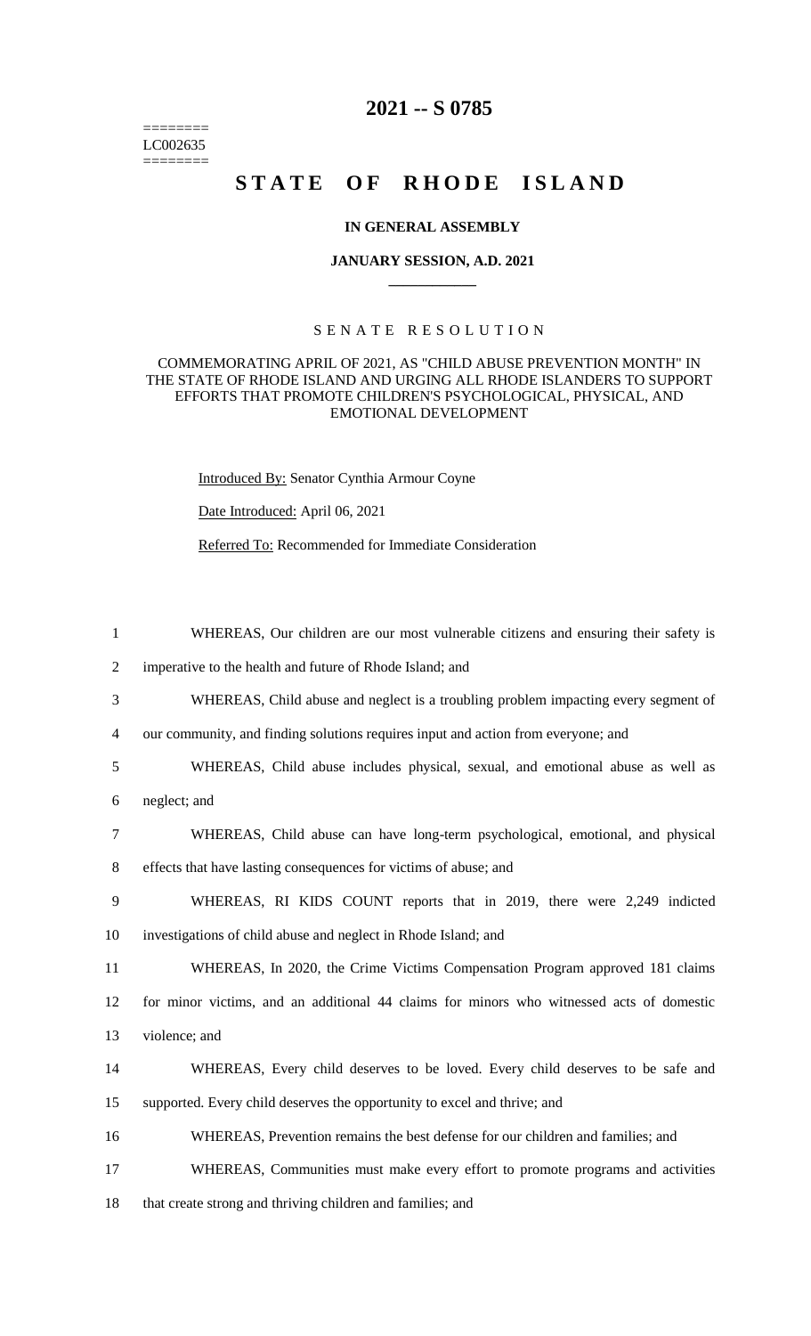========
LC002635
========

# 2021 -- S 0785

# STATE OF RHODE ISLAND

**IN GENERAL ASSEMBLY**

**JANUARY SESSION, A.D. 2021**

SENATE RESOLUTION

COMMEMORATING APRIL OF 2021, AS "CHILD ABUSE PREVENTION MONTH" IN THE STATE OF RHODE ISLAND AND URGING ALL RHODE ISLANDERS TO SUPPORT EFFORTS THAT PROMOTE CHILDREN'S PSYCHOLOGICAL, PHYSICAL, AND EMOTIONAL DEVELOPMENT

Introduced By: Senator Cynthia Armour Coyne

Date Introduced: April 06, 2021

Referred To: Recommended for Immediate Consideration

1 WHEREAS, Our children are our most vulnerable citizens and ensuring their safety is
2 imperative to the health and future of Rhode Island; and
3 WHEREAS, Child abuse and neglect is a troubling problem impacting every segment of
4 our community, and finding solutions requires input and action from everyone; and
5 WHEREAS, Child abuse includes physical, sexual, and emotional abuse as well as
6 neglect; and
7 WHEREAS, Child abuse can have long-term psychological, emotional, and physical
8 effects that have lasting consequences for victims of abuse; and
9 WHEREAS, RI KIDS COUNT reports that in 2019, there were 2,249 indicted
10 investigations of child abuse and neglect in Rhode Island; and
11 WHEREAS, In 2020, the Crime Victims Compensation Program approved 181 claims
12 for minor victims, and an additional 44 claims for minors who witnessed acts of domestic
13 violence; and
14 WHEREAS, Every child deserves to be loved. Every child deserves to be safe and
15 supported. Every child deserves the opportunity to excel and thrive; and
16 WHEREAS, Prevention remains the best defense for our children and families; and
17 WHEREAS, Communities must make every effort to promote programs and activities
18 that create strong and thriving children and families; and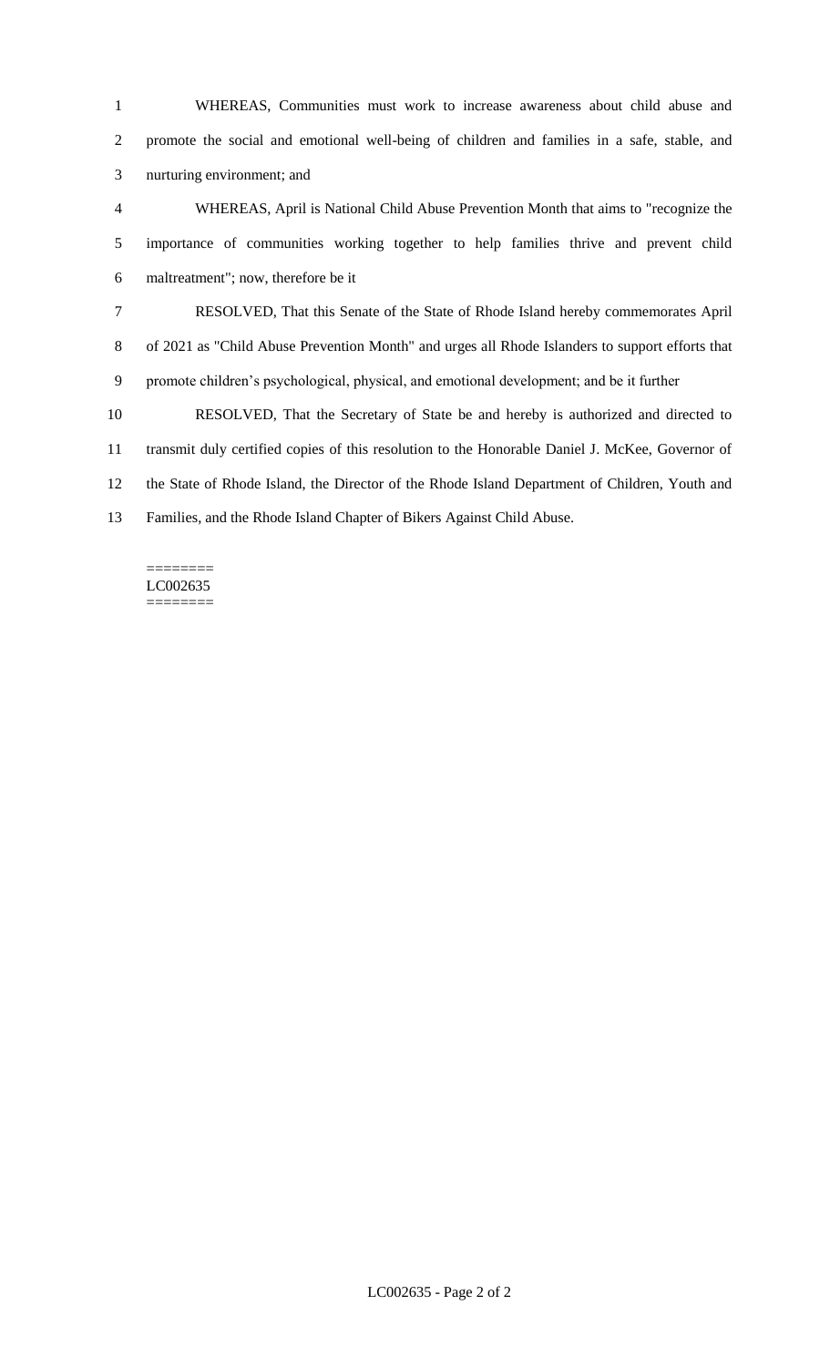WHEREAS, Communities must work to increase awareness about child abuse and promote the social and emotional well-being of children and families in a safe, stable, and nurturing environment; and

WHEREAS, April is National Child Abuse Prevention Month that aims to "recognize the importance of communities working together to help families thrive and prevent child maltreatment"; now, therefore be it

RESOLVED, That this Senate of the State of Rhode Island hereby commemorates April of 2021 as "Child Abuse Prevention Month" and urges all Rhode Islanders to support efforts that promote children's psychological, physical, and emotional development; and be it further

RESOLVED, That the Secretary of State be and hereby is authorized and directed to transmit duly certified copies of this resolution to the Honorable Daniel J. McKee, Governor of the State of Rhode Island, the Director of the Rhode Island Department of Children, Youth and Families, and the Rhode Island Chapter of Bikers Against Child Abuse.

========
LC002635
========